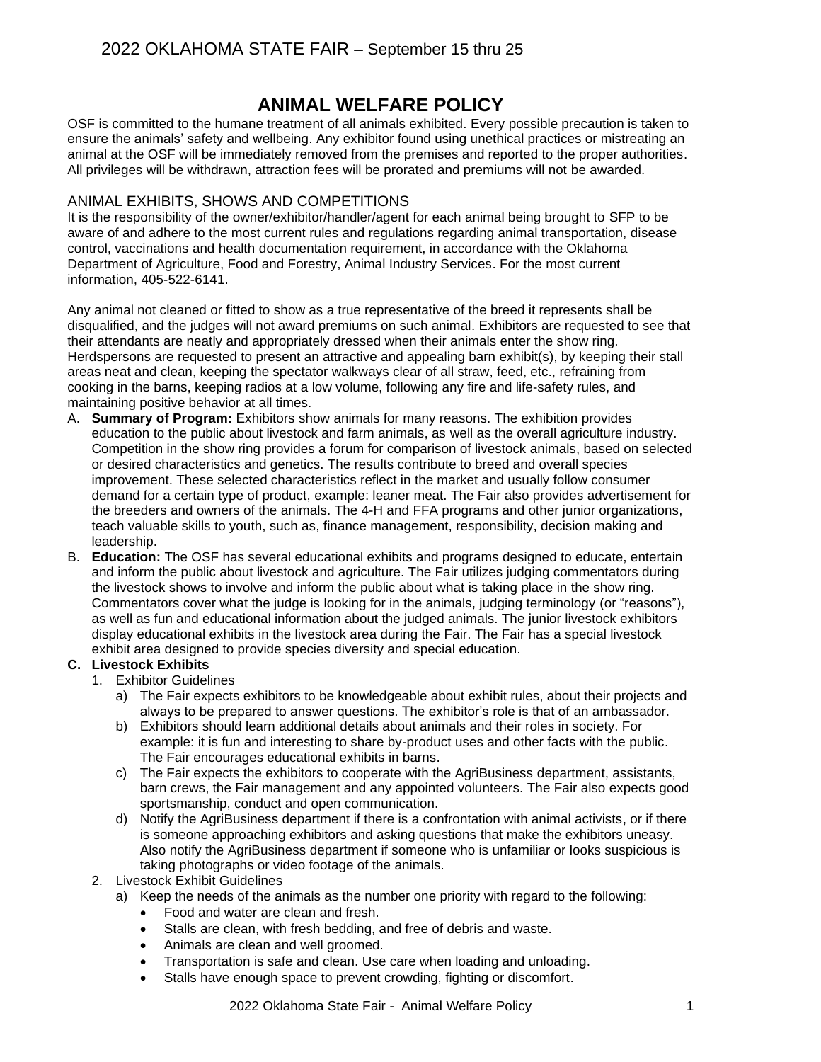# ANIMAL WELFARE POLICY

OSF is committed to the humane treatment of all animals exhibited. Every possible precaution is taken to ensure the animals' safety and wellbeing. Any exhibitor found using unethical practices or mistreating an animal at the OSF will be immediately removed from the premises and reported to the proper authorities. All privileges will be withdrawn, attraction fees will be prorated and premiums will not be awarded.

## ANIMAL EXHIBITS, SHOWS AND COMPETITIONS

It is the responsibility of the owner/exhibitor/handler/agent for each animal being brought to SFP to be aware of and adhere to the most current rules and regulations regarding animal transportation, disease control, vaccinations and health documentation requirement, in accordance with the Oklahoma Department of Agriculture, Food and Forestry, Animal Industry Services. For the most current information, 405-522-6141.

Any animal not cleaned or fitted to show as a true representative of the breed it represents shall be disqualified, and the judges will not award premiums on such animal. Exhibitors are requested to see that their attendants are neatly and appropriately dressed when their animals enter the show ring. Herdspersons are requested to present an attractive and appealing barn exhibit(s), by keeping their stall areas neat and clean, keeping the spectator walkways clear of all straw, feed, etc., refraining from cooking in the barns, keeping radios at a low volume, following any fire and life-safety rules, and maintaining positive behavior at all times.

A. **Summary of Program:** Exhibitors show animals for many reasons. The exhibition provides education to the public about livestock and farm animals, as well as the overall agriculture industry. Competition in the show ring provides a forum for comparison of livestock animals, based on selected or desired characteristics and genetics. The results contribute to breed and overall species improvement. These selected characteristics reflect in the market and usually follow consumer demand for a certain type of product, example: leaner meat. The Fair also provides advertisement for the breeders and owners of the animals. The 4-H and FFA programs and other junior organizations, teach valuable skills to youth, such as, finance management, responsibility, decision making and leadership.

B. **Education:** The OSF has several educational exhibits and programs designed to educate, entertain and inform the public about livestock and agriculture. The Fair utilizes judging commentators during the livestock shows to involve and inform the public about what is taking place in the show ring. Commentators cover what the judge is looking for in the animals, judging terminology (or "reasons"), as well as fun and educational information about the judged animals. The junior livestock exhibitors display educational exhibits in the livestock area during the Fair. The Fair has a special livestock exhibit area designed to provide species diversity and special education.

**C. Livestock Exhibits**

1. Exhibitor Guidelines
   a) The Fair expects exhibitors to be knowledgeable about exhibit rules, about their projects and always to be prepared to answer questions. The exhibitor's role is that of an ambassador.
   b) Exhibitors should learn additional details about animals and their roles in society. For example: it is fun and interesting to share by-product uses and other facts with the public. The Fair encourages educational exhibits in barns.
   c) The Fair expects the exhibitors to cooperate with the AgriBusiness department, assistants, barn crews, the Fair management and any appointed volunteers. The Fair also expects good sportsmanship, conduct and open communication.
   d) Notify the AgriBusiness department if there is a confrontation with animal activists, or if there is someone approaching exhibitors and asking questions that make the exhibitors uneasy. Also notify the AgriBusiness department if someone who is unfamiliar or looks suspicious is taking photographs or video footage of the animals.
2. Livestock Exhibit Guidelines
   a) Keep the needs of the animals as the number one priority with regard to the following:
      - Food and water are clean and fresh.
      - Stalls are clean, with fresh bedding, and free of debris and waste.
      - Animals are clean and well groomed.
      - Transportation is safe and clean. Use care when loading and unloading.
      - Stalls have enough space to prevent crowding, fighting or discomfort.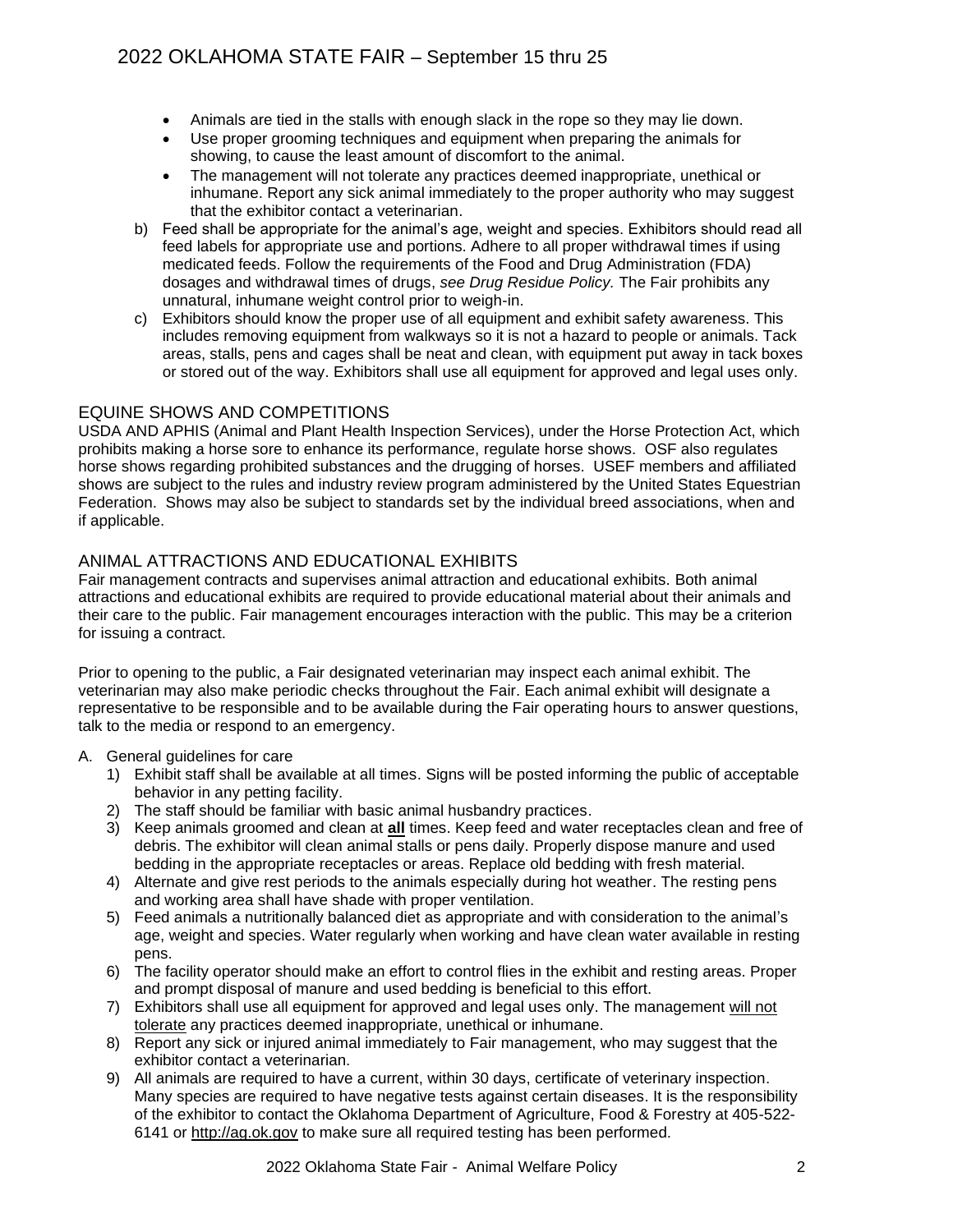- Animals are tied in the stalls with enough slack in the rope so they may lie down.
- Use proper grooming techniques and equipment when preparing the animals for showing, to cause the least amount of discomfort to the animal.
- The management will not tolerate any practices deemed inappropriate, unethical or inhumane. Report any sick animal immediately to the proper authority who may suggest that the exhibitor contact a veterinarian.

b) Feed shall be appropriate for the animal's age, weight and species. Exhibitors should read all feed labels for appropriate use and portions. Adhere to all proper withdrawal times if using medicated feeds. Follow the requirements of the Food and Drug Administration (FDA) dosages and withdrawal times of drugs, *see Drug Residue Policy.* The Fair prohibits any unnatural, inhumane weight control prior to weigh-in.

c) Exhibitors should know the proper use of all equipment and exhibit safety awareness. This includes removing equipment from walkways so it is not a hazard to people or animals. Tack areas, stalls, pens and cages shall be neat and clean, with equipment put away in tack boxes or stored out of the way. Exhibitors shall use all equipment for approved and legal uses only.

## EQUINE SHOWS AND COMPETITIONS

USDA AND APHIS (Animal and Plant Health Inspection Services), under the Horse Protection Act, which prohibits making a horse sore to enhance its performance, regulate horse shows. OSF also regulates horse shows regarding prohibited substances and the drugging of horses. USEF members and affiliated shows are subject to the rules and industry review program administered by the United States Equestrian Federation. Shows may also be subject to standards set by the individual breed associations, when and if applicable.

## ANIMAL ATTRACTIONS AND EDUCATIONAL EXHIBITS

Fair management contracts and supervises animal attraction and educational exhibits. Both animal attractions and educational exhibits are required to provide educational material about their animals and their care to the public. Fair management encourages interaction with the public. This may be a criterion for issuing a contract.

Prior to opening to the public, a Fair designated veterinarian may inspect each animal exhibit. The veterinarian may also make periodic checks throughout the Fair. Each animal exhibit will designate a representative to be responsible and to be available during the Fair operating hours to answer questions, talk to the media or respond to an emergency.

A. General guidelines for care

1) Exhibit staff shall be available at all times. Signs will be posted informing the public of acceptable behavior in any petting facility.
2) The staff should be familiar with basic animal husbandry practices.
3) Keep animals groomed and clean at **all** times. Keep feed and water receptacles clean and free of debris. The exhibitor will clean animal stalls or pens daily. Properly dispose manure and used bedding in the appropriate receptacles or areas. Replace old bedding with fresh material.
4) Alternate and give rest periods to the animals especially during hot weather. The resting pens and working area shall have shade with proper ventilation.
5) Feed animals a nutritionally balanced diet as appropriate and with consideration to the animal's age, weight and species. Water regularly when working and have clean water available in resting pens.
6) The facility operator should make an effort to control flies in the exhibit and resting areas. Proper and prompt disposal of manure and used bedding is beneficial to this effort.
7) Exhibitors shall use all equipment for approved and legal uses only. The management will not tolerate any practices deemed inappropriate, unethical or inhumane.
8) Report any sick or injured animal immediately to Fair management, who may suggest that the exhibitor contact a veterinarian.
9) All animals are required to have a current, within 30 days, certificate of veterinary inspection. Many species are required to have negative tests against certain diseases. It is the responsibility of the exhibitor to contact the Oklahoma Department of Agriculture, Food & Forestry at 405-522-6141 or http://ag.ok.gov to make sure all required testing has been performed.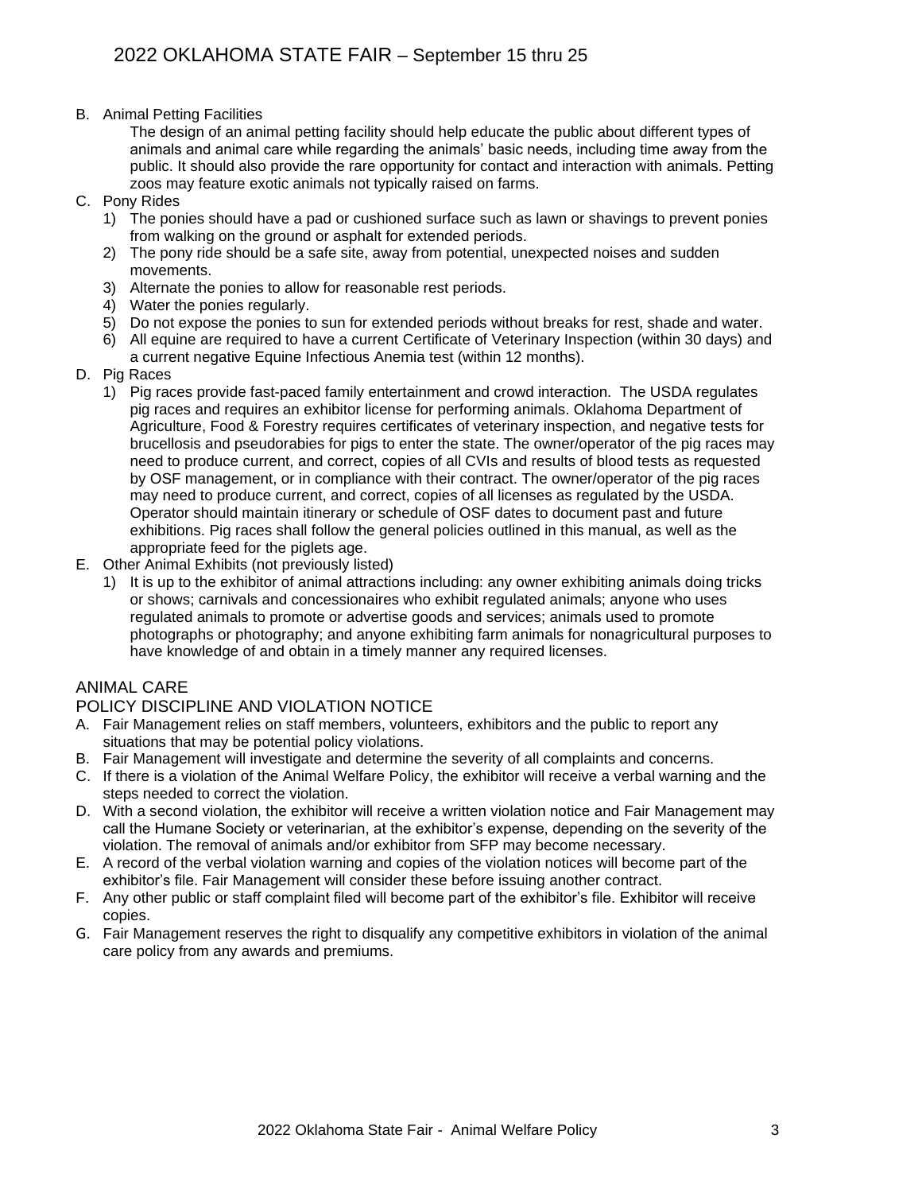B. Animal Petting Facilities

The design of an animal petting facility should help educate the public about different types of animals and animal care while regarding the animals' basic needs, including time away from the public. It should also provide the rare opportunity for contact and interaction with animals. Petting zoos may feature exotic animals not typically raised on farms.

C. Pony Rides

1) The ponies should have a pad or cushioned surface such as lawn or shavings to prevent ponies from walking on the ground or asphalt for extended periods.
2) The pony ride should be a safe site, away from potential, unexpected noises and sudden movements.
3) Alternate the ponies to allow for reasonable rest periods.
4) Water the ponies regularly.
5) Do not expose the ponies to sun for extended periods without breaks for rest, shade and water.
6) All equine are required to have a current Certificate of Veterinary Inspection (within 30 days) and a current negative Equine Infectious Anemia test (within 12 months).

D. Pig Races

1) Pig races provide fast-paced family entertainment and crowd interaction. The USDA regulates pig races and requires an exhibitor license for performing animals. Oklahoma Department of Agriculture, Food & Forestry requires certificates of veterinary inspection, and negative tests for brucellosis and pseudorabies for pigs to enter the state. The owner/operator of the pig races may need to produce current, and correct, copies of all CVIs and results of blood tests as requested by OSF management, or in compliance with their contract. The owner/operator of the pig races may need to produce current, and correct, copies of all licenses as regulated by the USDA. Operator should maintain itinerary or schedule of OSF dates to document past and future exhibitions. Pig races shall follow the general policies outlined in this manual, as well as the appropriate feed for the piglets age.

E. Other Animal Exhibits (not previously listed)

1) It is up to the exhibitor of animal attractions including: any owner exhibiting animals doing tricks or shows; carnivals and concessionaires who exhibit regulated animals; anyone who uses regulated animals to promote or advertise goods and services; animals used to promote photographs or photography; and anyone exhibiting farm animals for nonagricultural purposes to have knowledge of and obtain in a timely manner any required licenses.

## ANIMAL CARE

## POLICY DISCIPLINE AND VIOLATION NOTICE

A. Fair Management relies on staff members, volunteers, exhibitors and the public to report any situations that may be potential policy violations.
B. Fair Management will investigate and determine the severity of all complaints and concerns.
C. If there is a violation of the Animal Welfare Policy, the exhibitor will receive a verbal warning and the steps needed to correct the violation.
D. With a second violation, the exhibitor will receive a written violation notice and Fair Management may call the Humane Society or veterinarian, at the exhibitor's expense, depending on the severity of the violation. The removal of animals and/or exhibitor from SFP may become necessary.
E. A record of the verbal violation warning and copies of the violation notices will become part of the exhibitor's file. Fair Management will consider these before issuing another contract.
F. Any other public or staff complaint filed will become part of the exhibitor's file. Exhibitor will receive copies.
G. Fair Management reserves the right to disqualify any competitive exhibitors in violation of the animal care policy from any awards and premiums.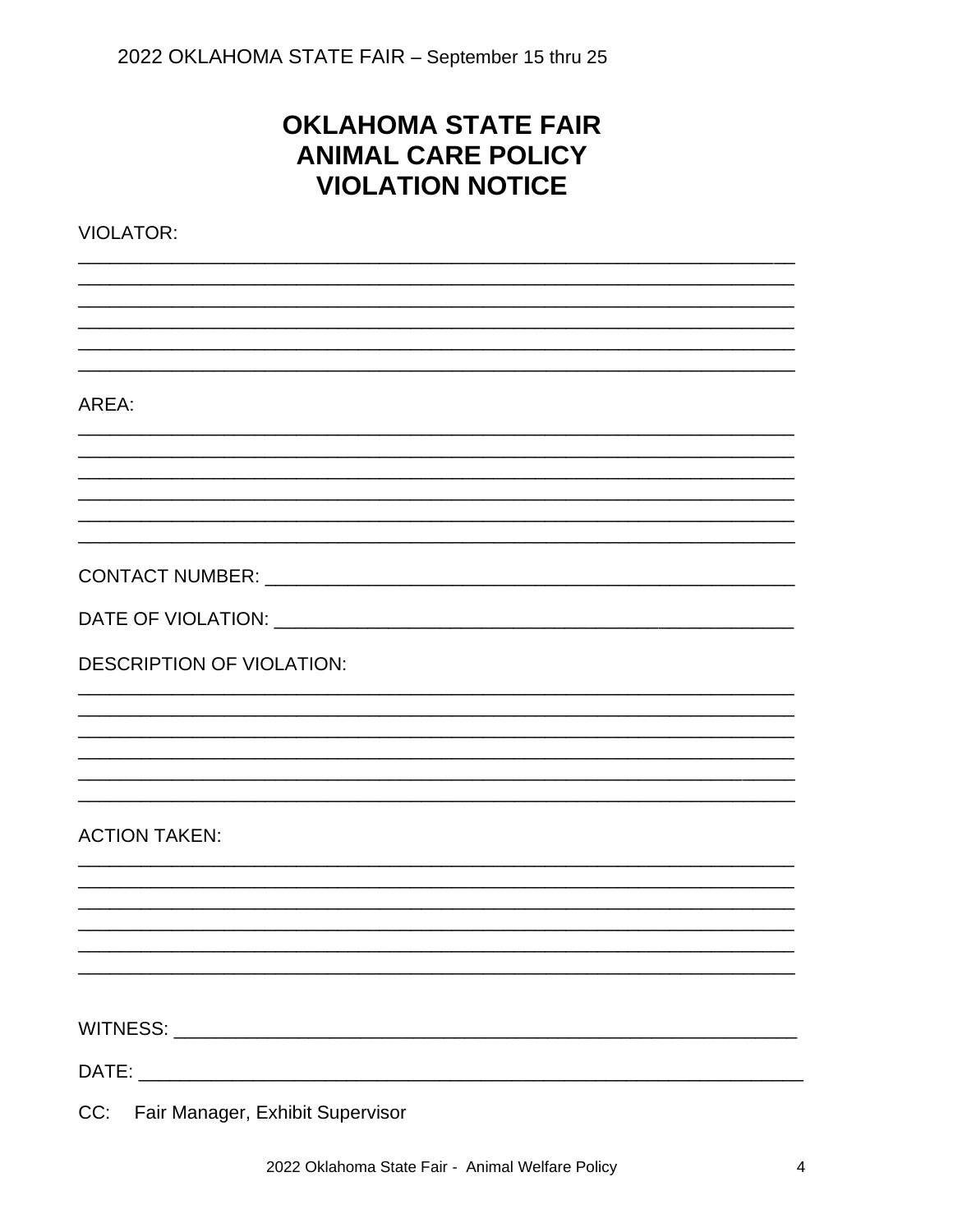# OKLAHOMA STATE FAIR ANIMAL CARE POLICY VIOLATION NOTICE

VIOLATOR:

______________________________________________________________________
______________________________________________________________________
______________________________________________________________________
______________________________________________________________________
______________________________________________________________________
______________________________________________________________________

AREA:

______________________________________________________________________
______________________________________________________________________
______________________________________________________________________
______________________________________________________________________
______________________________________________________________________
______________________________________________________________________

CONTACT NUMBER: ______________________________________________________

DATE OF VIOLATION: ___________________________________________________

DESCRIPTION OF VIOLATION:

______________________________________________________________________
______________________________________________________________________
______________________________________________________________________
______________________________________________________________________
______________________________________________________________________
______________________________________________________________________

ACTION TAKEN:

______________________________________________________________________
______________________________________________________________________
______________________________________________________________________
______________________________________________________________________
______________________________________________________________________
______________________________________________________________________

WITNESS: _____________________________________________________________

DATE: ________________________________________________________________

CC: Fair Manager, Exhibit Supervisor